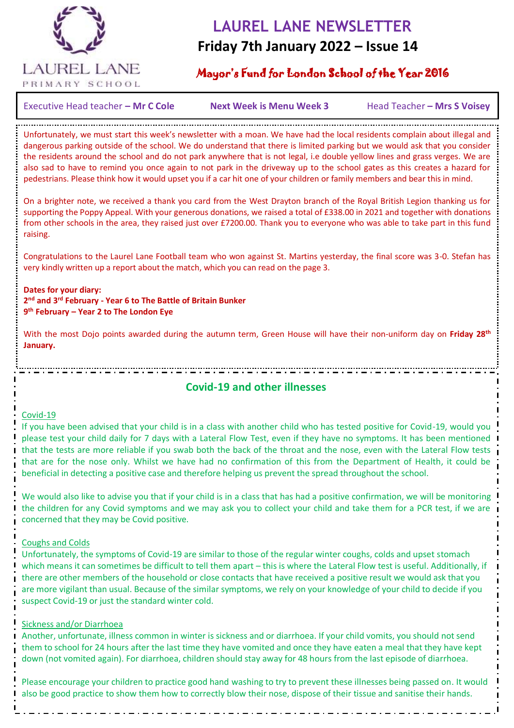LAUREL LANE PRIMARY SCHOOL

# LAUREL LANE NEWSLETTER

## Friday 7th January 2022 – Issue 14

**Mayor's Fund for London School of the Year 2016**

Executive Head teacher **– Mr C Cole** | **Next Week is Menu Week 3** | Head Teacher **– Mrs S Voisey**

Unfortunately, we must start this week's newsletter with a moan. We have had the local residents complain about illegal and dangerous parking outside of the school. We do understand that there is limited parking but we would ask that you consider the residents around the school and do not park anywhere that is not legal, i.e double yellow lines and grass verges. We are also sad to have to remind you once again to not park in the driveway up to the school gates as this creates a hazard for pedestrians. Please think how it would upset you if a car hit one of your children or family members and bear this in mind.

On a brighter note, we received a thank you card from the West Drayton branch of the Royal British Legion thanking us for supporting the Poppy Appeal. With your generous donations, we raised a total of £338.00 in 2021 and together with donations from other schools in the area, they raised just over £7200.00. Thank you to everyone who was able to take part in this fund raising.

Congratulations to the Laurel Lane Football team who won against St. Martins yesterday, the final score was 3-0. Stefan has very kindly written up a report about the match, which you can read on the page 3.

**Dates for your diary:**
**2nd and 3rd February - Year 6 to The Battle of Britain Bunker**
**9th February – Year 2 to The London Eye**

With the most Dojo points awarded during the autumn term, Green House will have their non-uniform day on **Friday 28th January.**

## Covid-19 and other illnesses

Covid-19

If you have been advised that your child is in a class with another child who has tested positive for Covid-19, would you please test your child daily for 7 days with a Lateral Flow Test, even if they have no symptoms. It has been mentioned that the tests are more reliable if you swab both the back of the throat and the nose, even with the Lateral Flow tests that are for the nose only. Whilst we have had no confirmation of this from the Department of Health, it could be beneficial in detecting a positive case and therefore helping us prevent the spread throughout the school.

We would also like to advise you that if your child is in a class that has had a positive confirmation, we will be monitoring the children for any Covid symptoms and we may ask you to collect your child and take them for a PCR test, if we are concerned that they may be Covid positive.

Coughs and Colds

Unfortunately, the symptoms of Covid-19 are similar to those of the regular winter coughs, colds and upset stomach which means it can sometimes be difficult to tell them apart – this is where the Lateral Flow test is useful. Additionally, if there are other members of the household or close contacts that have received a positive result we would ask that you are more vigilant than usual. Because of the similar symptoms, we rely on your knowledge of your child to decide if you suspect Covid-19 or just the standard winter cold.

Sickness and/or Diarrhoea

Another, unfortunate, illness common in winter is sickness and or diarrhoea. If your child vomits, you should not send them to school for 24 hours after the last time they have vomited and once they have eaten a meal that they have kept down (not vomited again). For diarrhoea, children should stay away for 48 hours from the last episode of diarrhoea.

Please encourage your children to practice good hand washing to try to prevent these illnesses being passed on. It would also be good practice to show them how to correctly blow their nose, dispose of their tissue and sanitise their hands.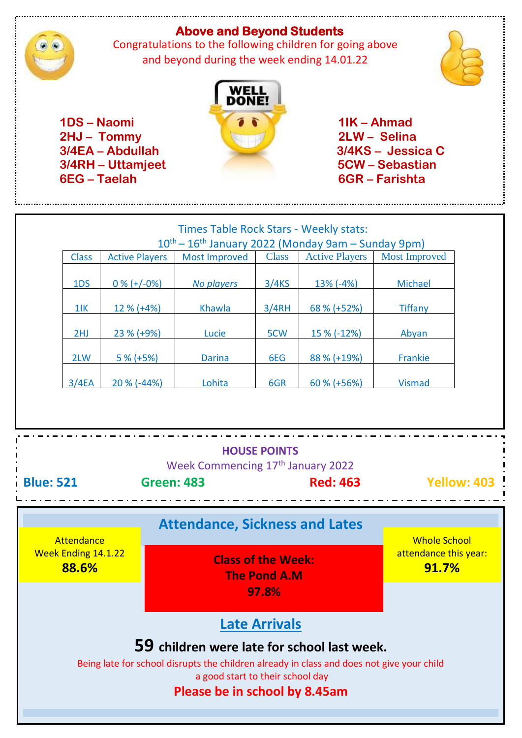## Above and Beyond Students

Congratulations to the following children for going above and beyond during the week ending 14.01.22

WELL DONE!

**1DS – Naomi**
**2HJ – Tommy**
**3/4EA – Abdullah**
**3/4RH – Uttamjeet**
**6EG – Taelah**
**1IK – Ahmad**
**2LW – Selina**
**3/4KS – Jessica C**
**5CW – Sebastian**
**6GR – Farishta**

Times Table Rock Stars - Weekly stats:
10th – 16th January 2022 (Monday 9am – Sunday 9pm)

| Class | Active Players | Most Improved | Class | Active Players | Most Improved |
|---|---|---|---|---|---|
| 1DS | 0 % (+/-0%) | *No players* | 3/4KS | 13% (-4%) | Michael |
| 1IK | 12 % (+4%) | Khawla | 3/4RH | 68 % (+52%) | Tiffany |
| 2HJ | 23 % (+9%) | Lucie | 5CW | 15 % (-12%) | Abyan |
| 2LW | 5 % (+5%) | Darina | 6EG | 88 % (+19%) | Frankie |
| 3/4EA | 20 % (-44%) | Lohita | 6GR | 60 % (+56%) | Vismad |

**HOUSE POINTS**

Week Commencing 17th January 2022

**Blue: 521** **Green: 483** **Red: 463** **Yellow: 403**

## Attendance, Sickness and Lates

Attendance Week Ending 14.1.22
**88.6%**

**Class of the Week:**
**The Pond A.M**
**97.8%**

Whole School attendance this year:
**91.7%**

## Late Arrivals

**59 children were late for school last week.**

Being late for school disrupts the children already in class and does not give your child a good start to their school day

**Please be in school by 8.45am**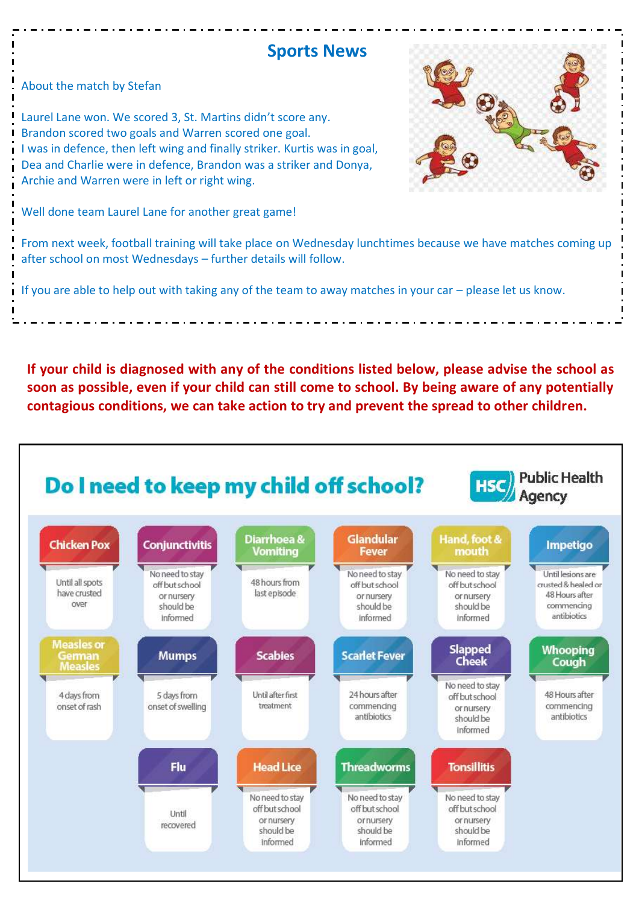## Sports News

About the match by Stefan

Laurel Lane won. We scored 3, St. Martins didn't score any.
Brandon scored two goals and Warren scored one goal.
I was in defence, then left wing and finally striker. Kurtis was in goal, Dea and Charlie were in defence, Brandon was a striker and Donya, Archie and Warren were in left or right wing.

Well done team Laurel Lane for another great game!

From next week, football training will take place on Wednesday lunchtimes because we have matches coming up after school on most Wednesdays – further details will follow.

If you are able to help out with taking any of the team to away matches in your car – please let us know.

**If your child is diagnosed with any of the conditions listed below, please advise the school as soon as possible, even if your child can still come to school. By being aware of any potentially contagious conditions, we can take action to try and prevent the spread to other children.**

## Do I need to keep my child off school?

HSC Public Health Agency

| Condition | Advice |
|---|---|
| Chicken Pox | Until all spots have crusted over |
| Conjunctivitis | No need to stay off but school or nursery should be informed |
| Diarrhoea & Vomiting | 48 hours from last episode |
| Glandular Fever | No need to stay off but school or nursery should be informed |
| Hand, foot & mouth | No need to stay off but school or nursery should be informed |
| Impetigo | Until lesions are crusted & healed or 48 Hours after commencing antibiotics |
| Measles or German Measles | 4 days from onset of rash |
| Mumps | 5 days from onset of swelling |
| Scabies | Until after first treatment |
| Scarlet Fever | 24 hours after commencing antibiotics |
| Slapped Cheek | No need to stay off but school or nursery should be informed |
| Whooping Cough | 48 Hours after commencing antibiotics |
| Flu | Until recovered |
| Head Lice | No need to stay off but school or nursery should be informed |
| Threadworms | No need to stay off but school or nursery should be informed |
| Tonsillitis | No need to stay off but school or nursery should be informed |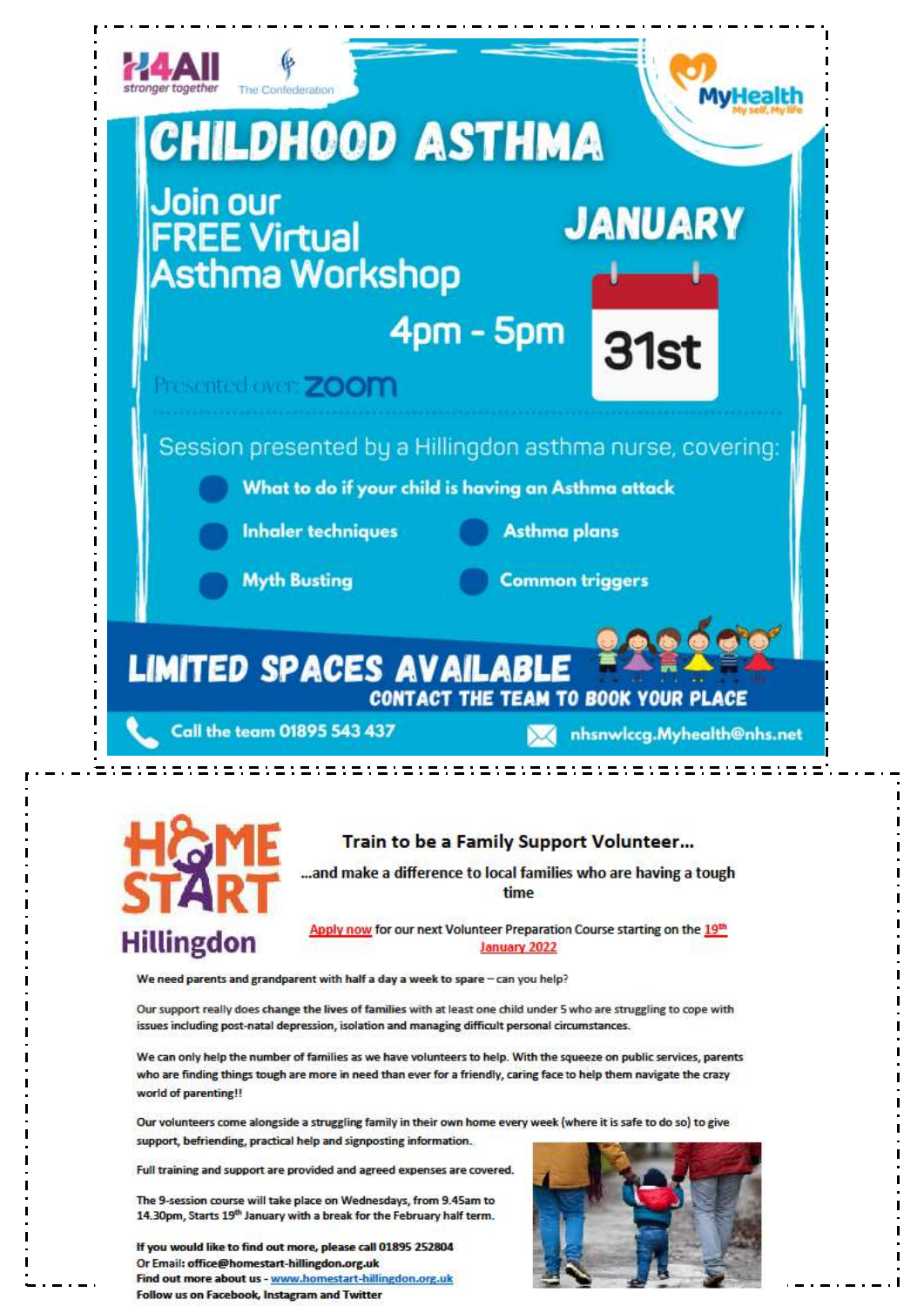H4All stronger together

The Confederation

MyHealth My self, My life

# CHILDHOOD ASTHMA

Join our FREE Virtual Asthma Workshop

JANUARY

4pm - 5pm

31st

Presented over: ZOOM

Session presented by a Hillingdon asthma nurse, covering:

- What to do if your child is having an Asthma attack
- Inhaler techniques
- Asthma plans
- Myth Busting
- Common triggers

**LIMITED SPACES AVAILABLE**

**CONTACT THE TEAM TO BOOK YOUR PLACE**

Call the team 01895 543 437

nhsnwlccg.Myhealth@nhs.net

---

HOME START Hillingdon

## Train to be a Family Support Volunteer…

…and make a difference to local families who are having a tough time

Apply now for our next Volunteer Preparation Course starting on the 19th January 2022

We need parents and grandparent with half a day a week to spare – can you help?

Our support really does change the lives of families with at least one child under 5 who are struggling to cope with issues including post-natal depression, isolation and managing difficult personal circumstances.

We can only help the number of families as we have volunteers to help. With the squeeze on public services, parents who are finding things tough are more in need than ever for a friendly, caring face to help them navigate the crazy world of parenting!!

Our volunteers come alongside a struggling family in their own home every week (where it is safe to do so) to give support, befriending, practical help and signposting information.

Full training and support are provided and agreed expenses are covered.

The 9-session course will take place on Wednesdays, from 9.45am to 14.30pm, Starts 19th January with a break for the February half term.

If you would like to find out more, please call 01895 252804
Or Email: office@homestart-hillingdon.org.uk
Find out more about us - www.homestart-hillingdon.org.uk
Follow us on Facebook, Instagram and Twitter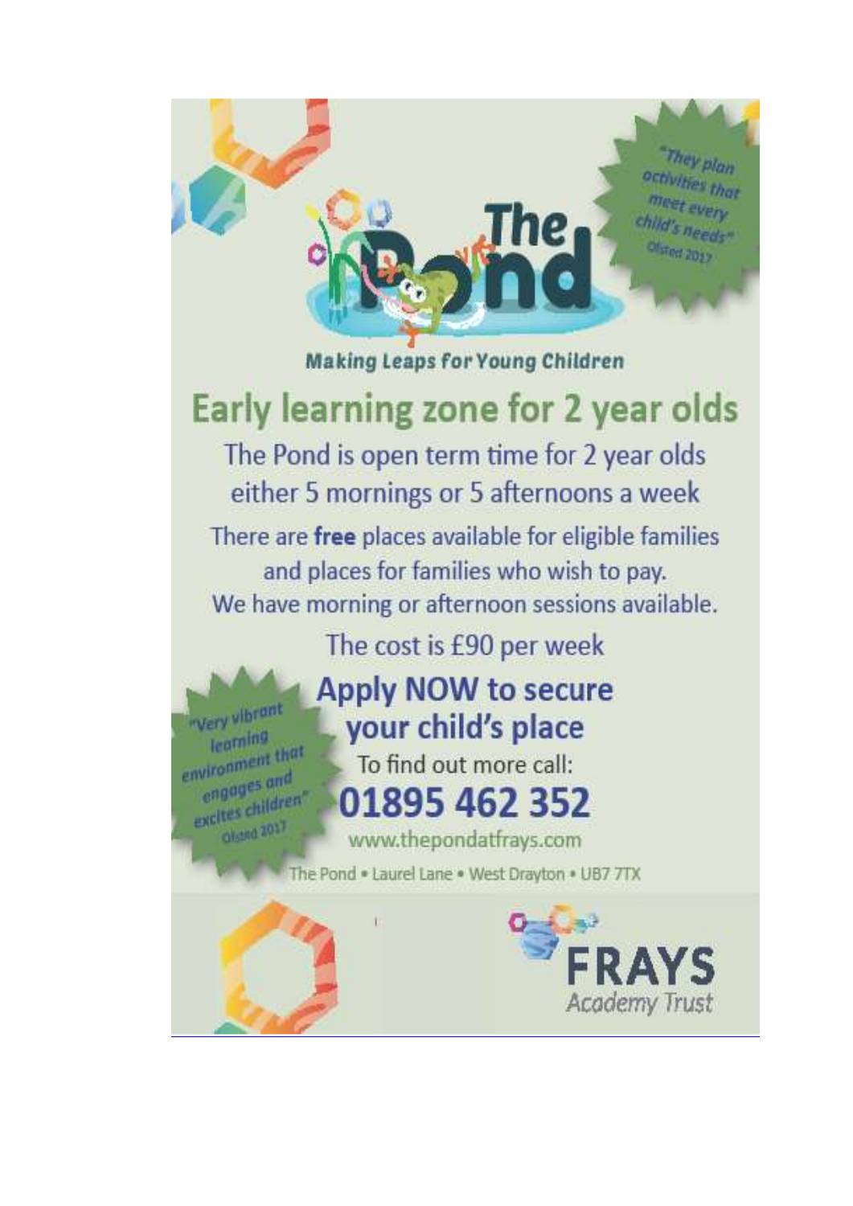# The Pond

"They plan activities that meet every child's needs" Ofsted 2017

**Making Leaps for Young Children**

## Early learning zone for 2 year olds

The Pond is open term time for 2 year olds either 5 mornings or 5 afternoons a week

There are **free** places available for eligible families and places for families who wish to pay.
We have morning or afternoon sessions available.

The cost is £90 per week

"Very vibrant learning environment that engages and excites children" Ofsted 2017

## Apply NOW to secure your child's place

To find out more call:

**01895 462 352**

www.thepondatfrays.com

The Pond • Laurel Lane • West Drayton • UB7 7TX

FRAYS Academy Trust